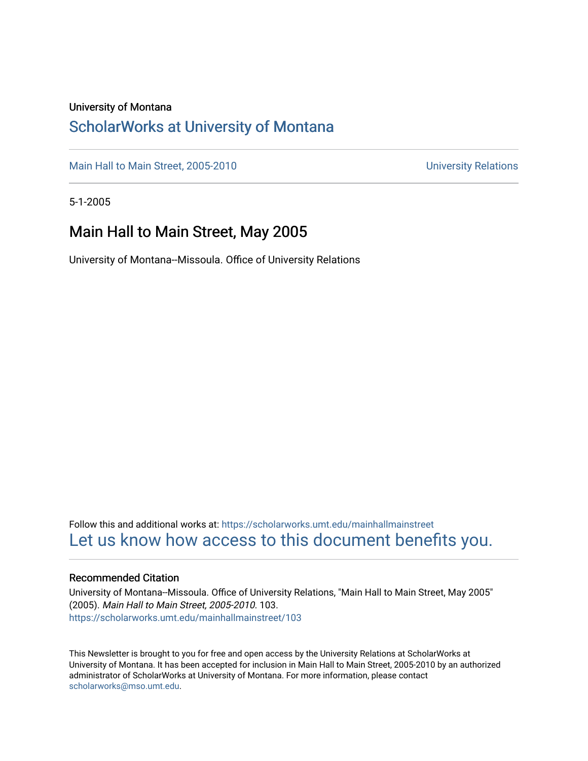University of Montana

# ScholarWorks at University of Montana

Main Hall to Main Street, 2005-2010

University Relations

5-1-2005

## Main Hall to Main Street, May 2005

University of Montana--Missoula. Office of University Relations

Follow this and additional works at: https://scholarworks.umt.edu/mainhallmainstreet

Let us know how access to this document benefits you.

### Recommended Citation

University of Montana--Missoula. Office of University Relations, "Main Hall to Main Street, May 2005" (2005). *Main Hall to Main Street, 2005-2010*. 103.
https://scholarworks.umt.edu/mainhallmainstreet/103

This Newsletter is brought to you for free and open access by the University Relations at ScholarWorks at University of Montana. It has been accepted for inclusion in Main Hall to Main Street, 2005-2010 by an authorized administrator of ScholarWorks at University of Montana. For more information, please contact scholarworks@mso.umt.edu.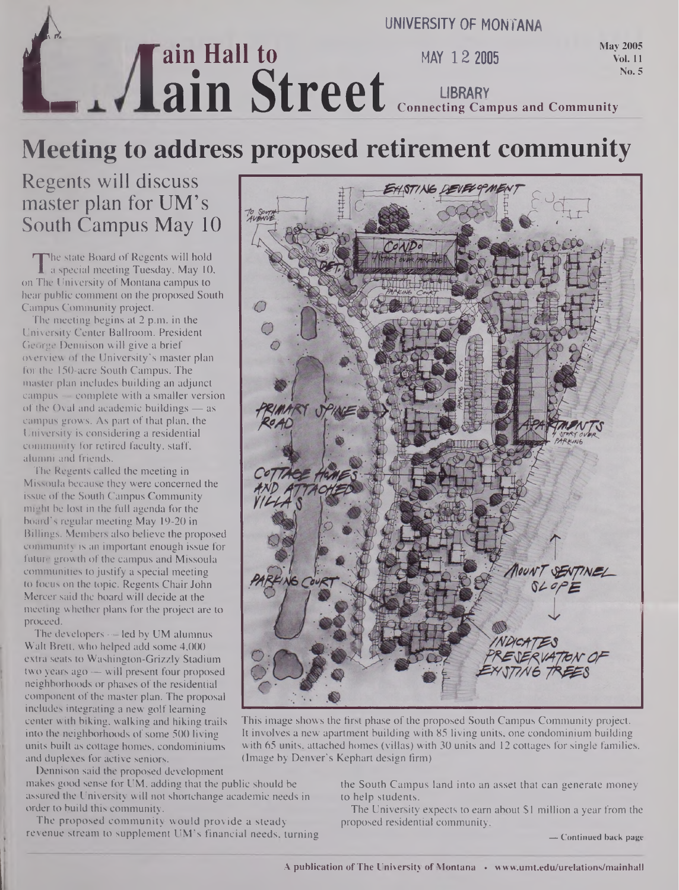UNIVERSITY OF MONTANA

# Main Hall to Main Street

MAY 12 2005

LIBRARY

Connecting Campus and Community

May 2005
Vol. 11
No. 5

# Meeting to address proposed retirement community

## Regents will discuss master plan for UM's South Campus May 10

The state Board of Regents will hold a special meeting Tuesday, May 10, on The University of Montana campus to hear public comment on the proposed South Campus Community project.

The meeting begins at 2 p.m. in the University Center Ballroom. President George Dennison will give a brief overview of the University's master plan for the 150-acre South Campus. The master plan includes building an adjunct campus — complete with a smaller version of the Oval and academic buildings — as campus grows. As part of that plan, the University is considering a residential community for retired faculty, staff, alumni and friends.

The Regents called the meeting in Missoula because they were concerned the issue of the South Campus Community might be lost in the full agenda for the board's regular meeting May 19-20 in Billings. Members also believe the proposed community is an important enough issue for future growth of the campus and Missoula communities to justify a special meeting to focus on the topic. Regents Chair John Mercer said the board will decide at the meeting whether plans for the project are to proceed.

The developers — led by UM alumnus Walt Brett, who helped add some 4,000 extra seats to Washington-Grizzly Stadium two years ago — will present four proposed neighborhoods or phases of the residential component of the master plan. The proposal includes integrating a new golf learning center with biking, walking and hiking trails into the neighborhoods of some 500 living units built as cottage homes, condominiums and duplexes for active seniors.

Dennison said the proposed development makes good sense for UM, adding that the public should be assured the University will not shortchange academic needs in order to build this community.

The proposed community would provide a steady revenue stream to supplement UM's financial needs, turning the South Campus land into an asset that can generate money to help students.

The University expects to earn about $1 million a year from the proposed residential community.

— Continued back page

This image shows the first phase of the proposed South Campus Community project. It involves a new apartment building with 85 living units, one condominium building with 65 units, attached homes (villas) with 30 units and 12 cottages for single families. (Image by Denver's Kephart design firm)

A publication of The University of Montana • www.umt.edu/urelations/mainhall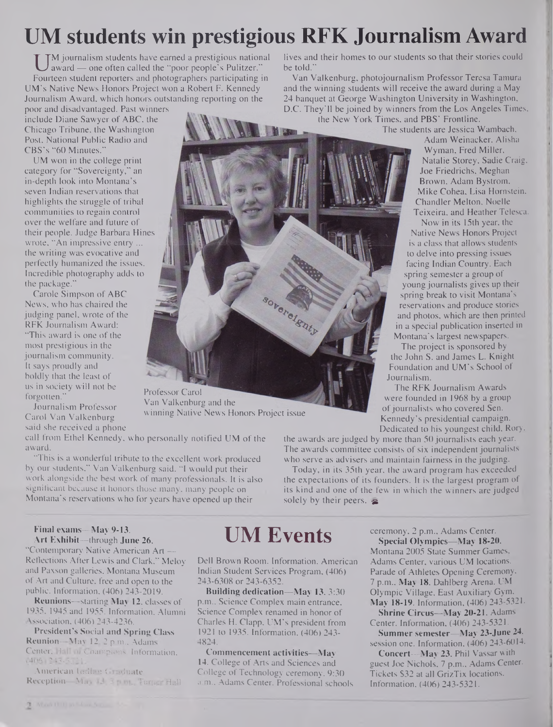# UM students win prestigious RFK Journalism Award

UM journalism students have earned a prestigious national award — one often called the "poor people's Pulitzer."

Fourteen student reporters and photographers participating in UM's Native News Honors Project won a Robert F. Kennedy Journalism Award, which honors outstanding reporting on the poor and disadvantaged. Past winners include Diane Sawyer of ABC, the Chicago Tribune, the Washington Post, National Public Radio and CBS's "60 Minutes."

UM won in the college print category for "Sovereignty," an in-depth look into Montana's seven Indian reservations that highlights the struggle of tribal communities to regain control over the welfare and future of their people. Judge Barbara Hines wrote, "An impressive entry ... the writing was evocative and perfectly humanized the issues. Incredible photography adds to the package."

Carole Simpson of ABC News, who has chaired the judging panel, wrote of the RFK Journalism Award: "This award is one of the most prestigious in the journalism community. It says proudly and boldly that the least of us in society will not be forgotten."

Journalism Professor Carol Van Valkenburg said she received a phone call from Ethel Kennedy, who personally notified UM of the award.

"This is a wonderful tribute to the excellent work produced by our students," Van Valkenburg said. "I would put their work alongside the best work of many professionals. It is also significant because it honors those many, many people on Montana's reservations who for years have opened up their lives and their homes to our students so that their stories could be told."

Van Valkenburg, photojournalism Professor Teresa Tamura and the winning students will receive the award during a May 24 banquet at George Washington University in Washington, D.C. They'll be joined by winners from the Los Angeles Times, the New York Times, and PBS' Frontline.

The students are Jessica Wambach, Adam Weinacker, Alisha Wyman, Fred Miller, Natalie Storey, Sadie Craig, Joe Friedrichs, Meghan Brown, Adam Bystrom, Mike Cohea, Lisa Hornstein, Chandler Melton, Noelle Teixeira, and Heather Telesca.

Now in its 15th year, the Native News Honors Project is a class that allows students to delve into pressing issues facing Indian Country. Each spring semester a group of young journalists gives up their spring break to visit Montana's reservations and produce stories and photos, which are then printed in a special publication inserted in Montana's largest newspapers.

The project is sponsored by the John S. and James L. Knight Foundation and UM's School of Journalism.

The RFK Journalism Awards were founded in 1968 by a group of journalists who covered Sen. Kennedy's presidential campaign. Dedicated to his youngest child, Rory, the awards are judged by more than 50 journalists each year. The awards committee consists of six independent journalists who serve as advisers and maintain fairness in the judging.

Today, in its 35th year, the award program has exceeded the expectations of its founders. It is the largest program of its kind and one of the few in which the winners are judged solely by their peers.

Professor Carol Van Valkenburg and the winning Native News Honors Project issue

# UM Events

**Final exams**—**May 9-13.**

**Art Exhibit**—through **June 26.** "Contemporary Native American Art — Reflections After Lewis and Clark." Meloy and Paxson galleries, Montana Museum of Art and Culture, free and open to the public. Information, (406) 243-2019.

**Reunions**—starting **May 12**, classes of 1935, 1945 and 1955. Information, Alumni Association, (406) 243-4236.

**President's Social and Spring Class Reunion**—**May 12**, 2 p.m., Adams Center, Hall of Champions. Information, (406) 243-5321.

**American Indian Graduate Reception**—**May 13**, 3 p.m., Turner Hall Dell Brown Room. Information, American Indian Student Services Program, (406) 243-6308 or 243-6352.

**Building dedication**—**May 13**, 3:30 p.m., Science Complex main entrance. Science Complex renamed in honor of Charles H. Clapp, UM's president from 1921 to 1935. Information, (406) 243-4824.

**Commencement activities**—**May 14.** College of Arts and Sciences and College of Technology ceremony, 9:30 a.m., Adams Center. Professional schools ceremony, 2 p.m., Adams Center.

**Special Olympics**—**May 18-20.** Montana 2005 State Summer Games, Adams Center, various UM locations. Parade of Athletes Opening Ceremony, 7 p.m., **May 18**, Dahlberg Arena. UM Olympic Village, East Auxiliary Gym, **May 18-19**. Information, (406) 243-5321.

**Shrine Circus**—**May 20-21.** Adams Center. Information, (406) 243-5321.

**Summer semester**—**May 23-June 24**, session one. Information, (406) 243-6014.

**Concert**—**May 23.** Phil Vassar with guest Joe Nichols, 7 p.m., Adams Center. Tickets $32 at all GrizTix locations. Information, (406) 243-5321.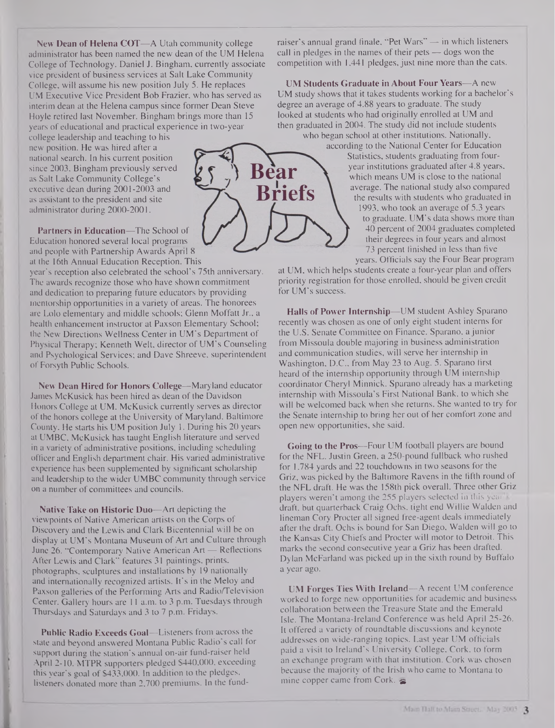# Bear Briefs

**New Dean of Helena COT**—A Utah community college administrator has been named the new dean of the UM Helena College of Technology. Daniel J. Bingham, currently associate vice president of business services at Salt Lake Community College, will assume his new position July 5. He replaces UM Executive Vice President Bob Frazier, who has served as interim dean at the Helena campus since former Dean Steve Hoyle retired last November. Bingham brings more than 15 years of educational and practical experience in two-year college leadership and teaching to his new position. He was hired after a national search. In his current position since 2003, Bingham previously served as Salt Lake Community College's executive dean during 2001-2003 and as assistant to the president and site administrator during 2000-2001.

**Partners in Education**—The School of Education honored several local programs and people with Partnership Awards April 8 at the 16th Annual Education Reception. This year's reception also celebrated the school's 75th anniversary. The awards recognize those who have shown commitment and dedication to preparing future educators by providing mentorship opportunities in a variety of areas. The honorees are Lolo elementary and middle schools; Glenn Moffatt Jr., a health enhancement instructor at Paxson Elementary School; the New Directions Wellness Center in UM's Department of Physical Therapy; Kenneth Welt, director of UM's Counseling and Psychological Services; and Dave Shreeve, superintendent of Forsyth Public Schools.

**New Dean Hired for Honors College**—Maryland educator James McKusick has been hired as dean of the Davidson Honors College at UM. McKusick currently serves as director of the honors college at the University of Maryland, Baltimore County. He starts his UM position July 1. During his 20 years at UMBC, McKusick has taught English literature and served in a variety of administrative positions, including scheduling officer and English department chair. His varied administrative experience has been supplemented by significant scholarship and leadership to the wider UMBC community through service on a number of committees and councils.

**Native Take on Historic Duo**—Art depicting the viewpoints of Native American artists on the Corps of Discovery and the Lewis and Clark Bicentennial will be on display at UM's Montana Museum of Art and Culture through June 26. "Contemporary Native American Art — Reflections After Lewis and Clark" features 31 paintings, prints, photographs, sculptures and installations by 19 nationally and internationally recognized artists. It's in the Meloy and Paxson galleries of the Performing Arts and Radio/Television Center. Gallery hours are 11 a.m. to 3 p.m. Tuesdays through Thursdays and Saturdays and 3 to 7 p.m. Fridays.

**Public Radio Exceeds Goal**—Listeners from across the state and beyond answered Montana Public Radio's call for support during the station's annual on-air fund-raiser held April 2-10. MTPR supporters pledged $440,000, exceeding this year's goal of $433,000. In addition to the pledges, listeners donated more than 2,700 premiums. In the fund-raiser's annual grand finale, "Pet Wars" — in which listeners call in pledges in the names of their pets — dogs won the competition with 1,441 pledges, just nine more than the cats.

**UM Students Graduate in About Four Years**—A new UM study shows that it takes students working for a bachelor's degree an average of 4.88 years to graduate. The study looked at students who had originally enrolled at UM and then graduated in 2004. The study did not include students who began school at other institutions. Nationally, according to the National Center for Education Statistics, students graduating from four-year institutions graduated after 4.8 years, which means UM is close to the national average. The national study also compared the results with students who graduated in 1993, who took an average of 5.3 years to graduate. UM's data shows more than 40 percent of 2004 graduates completed their degrees in four years and almost 73 percent finished in less than five years. Officials say the Four Bear program at UM, which helps students create a four-year plan and offers priority registration for those enrolled, should be given credit for UM's success.

**Halls of Power Internship**—UM student Ashley Sparano recently was chosen as one of only eight student interns for the U.S. Senate Committee on Finance. Sparano, a junior from Missoula double majoring in business administration and communication studies, will serve her internship in Washington, D.C., from May 23 to Aug. 5. Sparano first heard of the internship opportunity through UM internship coordinator Cheryl Minnick. Sparano already has a marketing internship with Missoula's First National Bank, to which she will be welcomed back when she returns. She wanted to try for the Senate internship to bring her out of her comfort zone and open new opportunities, she said.

**Going to the Pros**—Four UM football players are bound for the NFL. Justin Green, a 250-pound fullback who rushed for 1,784 yards and 22 touchdowns in two seasons for the Griz, was picked by the Baltimore Ravens in the fifth round of the NFL draft. He was the 158th pick overall. Three other Griz players weren't among the 255 players selected in this year's draft, but quarterback Craig Ochs, tight end Willie Walden and lineman Cory Procter all signed free-agent deals immediately after the draft. Ochs is bound for San Diego, Walden will go to the Kansas City Chiefs and Procter will motor to Detroit. This marks the second consecutive year a Griz has been drafted. Dylan McFarland was picked up in the sixth round by Buffalo a year ago.

**UM Forges Ties With Ireland**—A recent UM conference worked to forge new opportunities for academic and business collaboration between the Treasure State and the Emerald Isle. The Montana-Ireland Conference was held April 25-26. It offered a variety of roundtable discussions and keynote addresses on wide-ranging topics. Last year UM officials paid a visit to Ireland's University College, Cork, to form an exchange program with that institution. Cork was chosen because the majority of the Irish who came to Montana to mine copper came from Cork.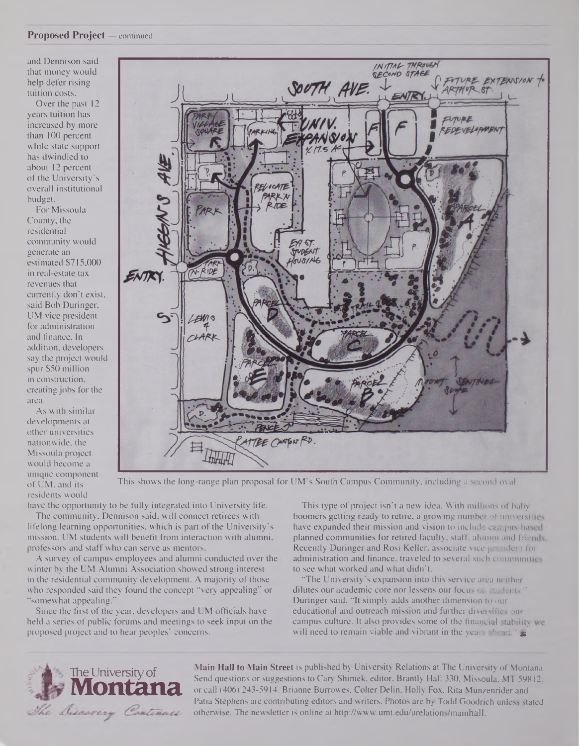**Proposed Project** — continued

and Dennison said that money would help defer rising tuition costs.

Over the past 12 years tuition has increased by more than 100 percent while state support has dwindled to about 12 percent of the University's overall institutional budget.

For Missoula County, the residential community would generate an estimated $715,000 in real-estate tax revenues that currently don't exist, said Bob Duringer, UM vice president for administration and finance. In addition, developers say the project would spur $50 million in construction, creating jobs for the area.

As with similar developments at other universities nationwide, the Missoula project would become a unique component of UM, and its residents would have the opportunity to be fully integrated into University life.

The community, Dennison said, will connect retirees with lifelong learning opportunities, which is part of the University's mission. UM students will benefit from interaction with alumni, professors and staff who can serve as mentors.

A survey of campus employees and alumni conducted over the winter by the UM Alumni Association showed strong interest in the residential community development. A majority of those who responded said they found the concept "very appealing" or "somewhat appealing."

Since the first of the year, developers and UM officials have held a series of public forums and meetings to seek input on the proposed project and to hear peoples' concerns.

This type of project isn't a new idea. With millions of baby boomers getting ready to retire, a growing number of universities have expanded their mission and vision to include campus-based planned communities for retired faculty, staff, alumni and friends. Recently Duringer and Rosi Keller, associate vice president for administration and finance, traveled to several such communities to see what worked and what didn't.

"The University's expansion into this service area neither dilutes our academic core nor lessens our focus on students," Duringer said. "It simply adds another dimension to our educational and outreach mission and further diversifies our campus culture. It also provides some of the financial stability we will need to remain viable and vibrant in the years ahead."

INITIAL THROUGH SECOND STAGE

SOUTH AVE.

ENTRY

FUTURE EXTENSION to ARTHUR ST.

PARK VILLAGE SQUARE

PARKING

UNIV. EXPANSION ±17.5 AC

F

F

FUTURE REDEVELOPMENT

HIGGINS AVE.

P

PARK

RELOCATE PARK'N RIDE

PARCEL A

ENTRY

PARK-N-RIDE

D.

ELY ST. STUDENT HOUSING

P

PARCEL D

TRAIL

LEWIS & CLARK

PARCEL C

PARCEL E

PARCEL B

MOUNT SENTINEL SLOPE

D.

FENCE

PATTEE CANYON RD.

This shows the long-range plan proposal for UM's South Campus Community, including a second oval.

The University of Montana
The Discovery Continues

**Main Hall to Main Street** is published by University Relations at The University of Montana. Send questions or suggestions to Cary Shimek, editor, Brantly Hall 330, Missoula, MT 59812, or call (406) 243-5914. Brianne Burrowes, Colter Delin, Holly Fox, Rita Munzenrider and Patia Stephens are contributing editors and writers. Photos are by Todd Goodrich unless stated otherwise. The newsletter is online at http://www.umt.edu/urelations/mainhall.